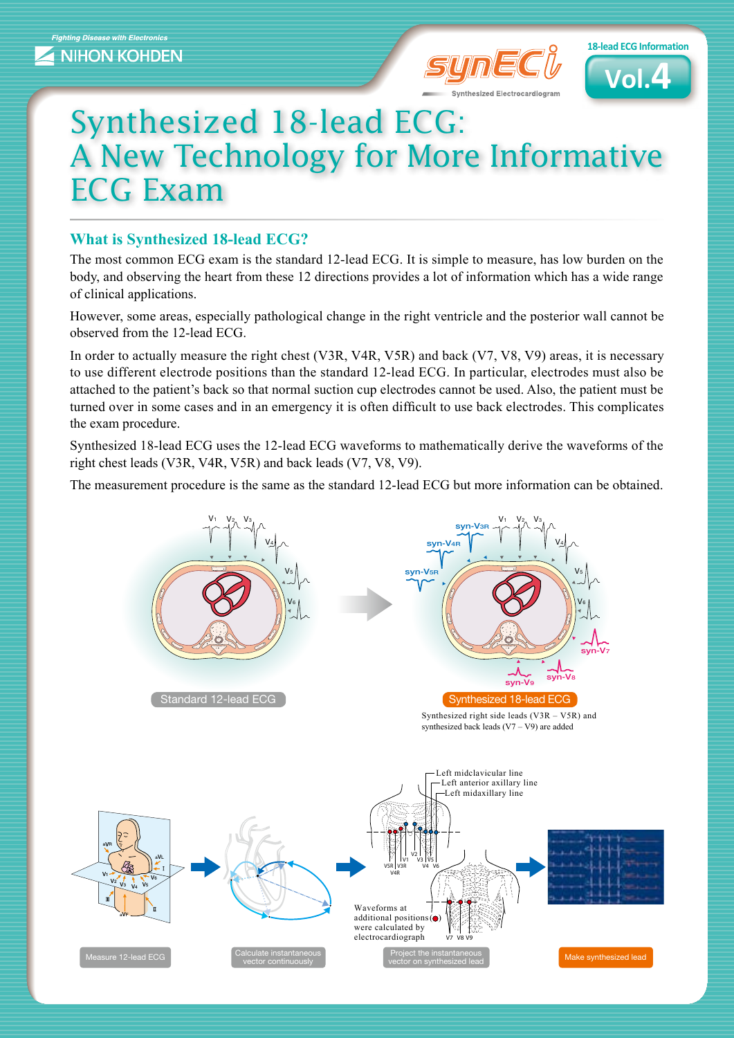Fighting Disease with Electronics

NIHON KOHDEN

synECi — Synthesized Electrocardiogram

18-lead ECG Information Vol.4

# Synthesized 18-lead ECG: A New Technology for More Informative ECG Exam

## What is Synthesized 18-lead ECG?

The most common ECG exam is the standard 12-lead ECG. It is simple to measure, has low burden on the body, and observing the heart from these 12 directions provides a lot of information which has a wide range of clinical applications.

However, some areas, especially pathological change in the right ventricle and the posterior wall cannot be observed from the 12-lead ECG.

In order to actually measure the right chest (V3R, V4R, V5R) and back (V7, V8, V9) areas, it is necessary to use different electrode positions than the standard 12-lead ECG. In particular, electrodes must also be attached to the patient's back so that normal suction cup electrodes cannot be used. Also, the patient must be turned over in some cases and in an emergency it is often difficult to use back electrodes. This complicates the exam procedure.

Synthesized 18-lead ECG uses the 12-lead ECG waveforms to mathematically derive the waveforms of the right chest leads (V3R, V4R, V5R) and back leads (V7, V8, V9).

The measurement procedure is the same as the standard 12-lead ECG but more information can be obtained.

Standard 12-lead ECG

Synthesized 18-lead ECG

Synthesized right side leads (V3R – V5R) and synthesized back leads (V7 – V9) are added

Measure 12-lead ECG → Calculate instantaneous vector continuously → Project the instantaneous vector on synthesized lead → Make synthesized lead

Waveforms at additional positions were calculated by electrocardiograph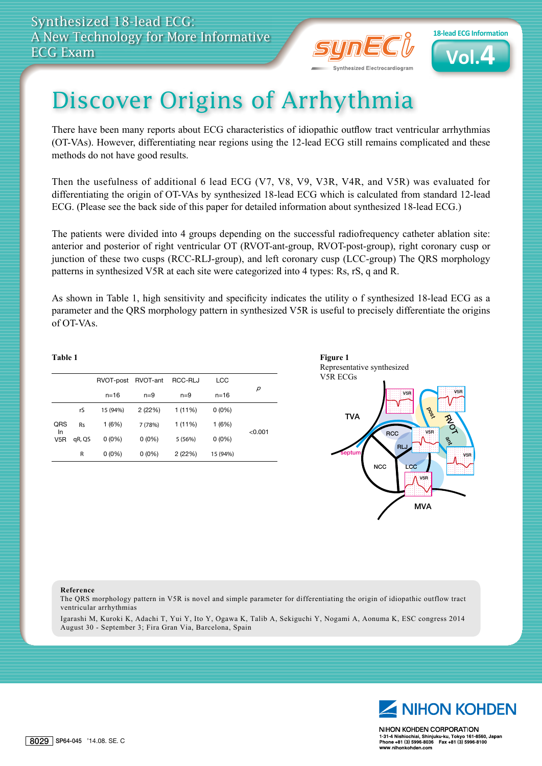Synthesized 18-lead ECG: A New Technology for More Informative ECG Exam

synECi Synthesized Electrocardiogram

18-lead ECG Information Vol.4

# Discover Origins of Arrhythmia

There have been many reports about ECG characteristics of idiopathic outflow tract ventricular arrhythmias (OT-VAs). However, differentiating near regions using the 12-lead ECG still remains complicated and these methods do not have good results.

Then the usefulness of additional 6 lead ECG (V7, V8, V9, V3R, V4R, and V5R) was evaluated for differentiating the origin of OT-VAs by synthesized 18-lead ECG which is calculated from standard 12-lead ECG. (Please see the back side of this paper for detailed information about synthesized 18-lead ECG.)

The patients were divided into 4 groups depending on the successful radiofrequency catheter ablation site: anterior and posterior of right ventricular OT (RVOT-ant-group, RVOT-post-group), right coronary cusp or junction of these two cusps (RCC-RLJ-group), and left coronary cusp (LCC-group) The QRS morphology patterns in synthesized V5R at each site were categorized into 4 types: Rs, rS, q and R.

As shown in Table 1, high sensitivity and specificity indicates the utility o f synthesized 18-lead ECG as a parameter and the QRS morphology pattern in synthesized V5R is useful to precisely differentiate the origins of OT-VAs.

**Table 1**

| | | RVOT-post n=16 | RVOT-ant n=9 | RCC-RLJ n=9 | LCC n=16 | *p* |
|---|---|---|---|---|---|---|
| QRS In V5R | rS | 15 (94%) | 2 (22%) | 1 (11%) | 0 (0%) | <0.001 |
| | Rs | 1 (6%) | 7 (78%) | 1 (11%) | 1 (6%) | |
| | qR, QS | 0 (0%) | 0 (0%) | 5 (56%) | 0 (0%) | |
| | R | 0 (0%) | 0 (0%) | 2 (22%) | 15 (94%) | |

**Figure 1**
Representative synthesized V5R ECGs

TVA
septum
RCC
RLJ
NCC
LCC
MVA
post
RVOT
ant
V5R

**Reference**
The QRS morphology pattern in V5R is novel and simple parameter for differentiating the origin of idiopathic outflow tract ventricular arrhythmias

Igarashi M, Kuroki K, Adachi T, Yui Y, Ito Y, Ogawa K, Talib A, Sekiguchi Y, Nogami A, Aonuma K, ESC congress 2014 August 30 - September 3; Fira Gran Via, Barcelona, Spain

NIHON KOHDEN

NIHON KOHDEN CORPORATION
1-31-4 Nishiochiai, Shinjuku-ku, Tokyo 161-8560, Japan
Phone +81 (3) 5996-8036 Fax +81 (3) 5996-8100
www.nihonkohden.com

8029 SP64-045 '14.08. SE. C